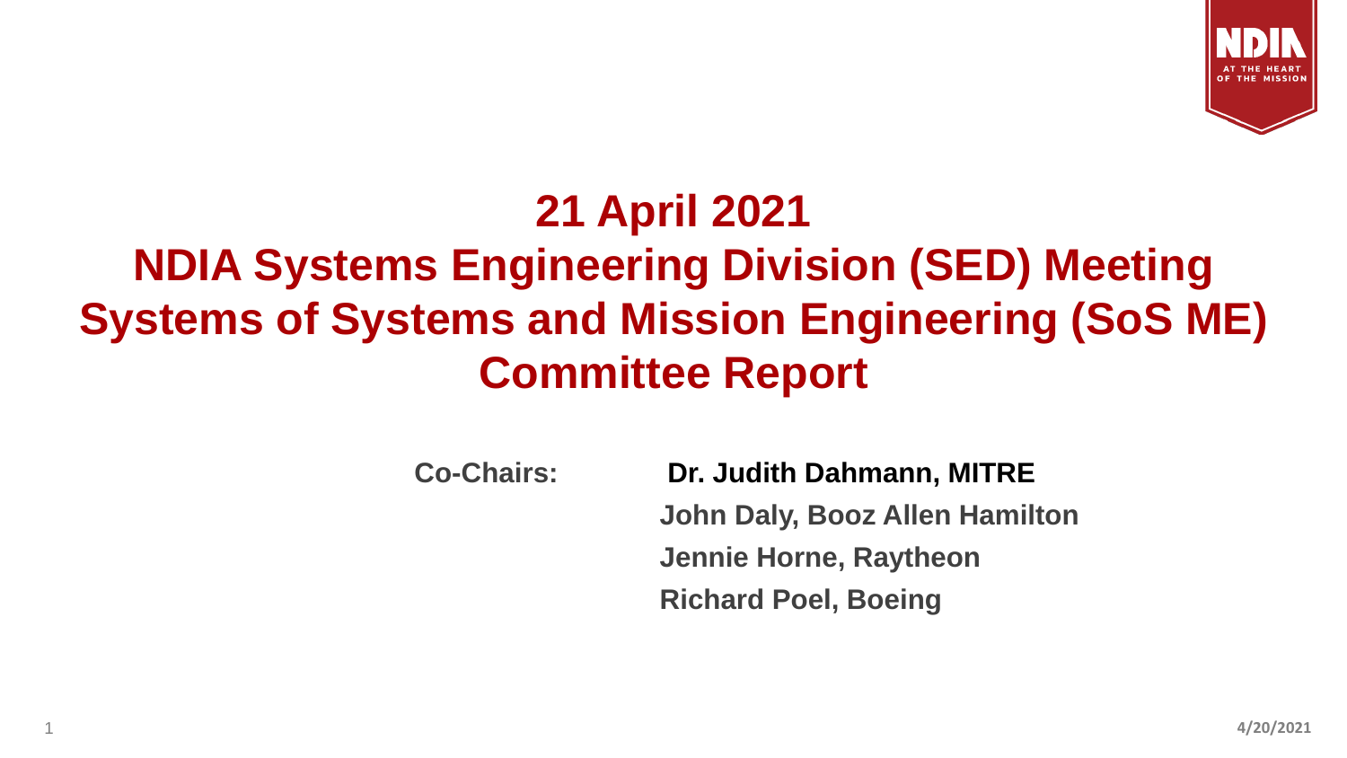# 21 April 2021
# NDIA Systems Engineering Division (SED) Meeting
# Systems of Systems and Mission Engineering (SoS ME) Committee Report

**Co-Chairs:**

**Dr. Judith Dahmann, MITRE**
**John Daly, Booz Allen Hamilton**
**Jennie Horne, Raytheon**
**Richard Poel, Boeing**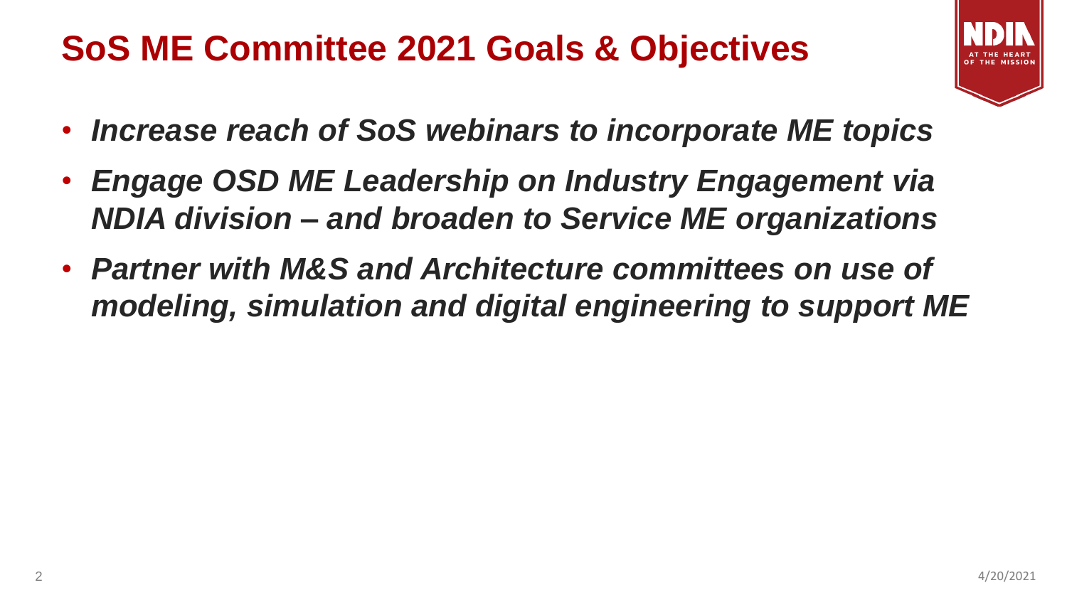# SoS ME Committee 2021 Goals & Objectives

- ***Increase reach of SoS webinars to incorporate ME topics***
- ***Engage OSD ME Leadership on Industry Engagement via NDIA division – and broaden to Service ME organizations***
- ***Partner with M&S and Architecture committees on use of modeling, simulation and digital engineering to support ME***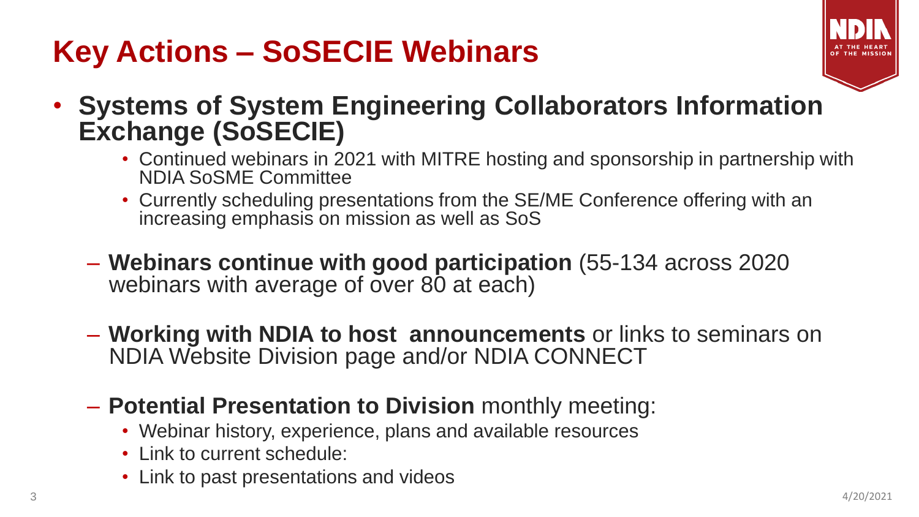# Key Actions – SoSECIE Webinars

- **Systems of System Engineering Collaborators Information Exchange (SoSECIE)**
  - Continued webinars in 2021 with MITRE hosting and sponsorship in partnership with NDIA SoSME Committee
  - Currently scheduling presentations from the SE/ME Conference offering with an increasing emphasis on mission as well as SoS

  - **Webinars continue with good participation** (55-134 across 2020 webinars with average of over 80 at each)

  - **Working with NDIA to host announcements** or links to seminars on NDIA Website Division page and/or NDIA CONNECT

  - **Potential Presentation to Division** monthly meeting:
    - Webinar history, experience, plans and available resources
    - Link to current schedule:
    - Link to past presentations and videos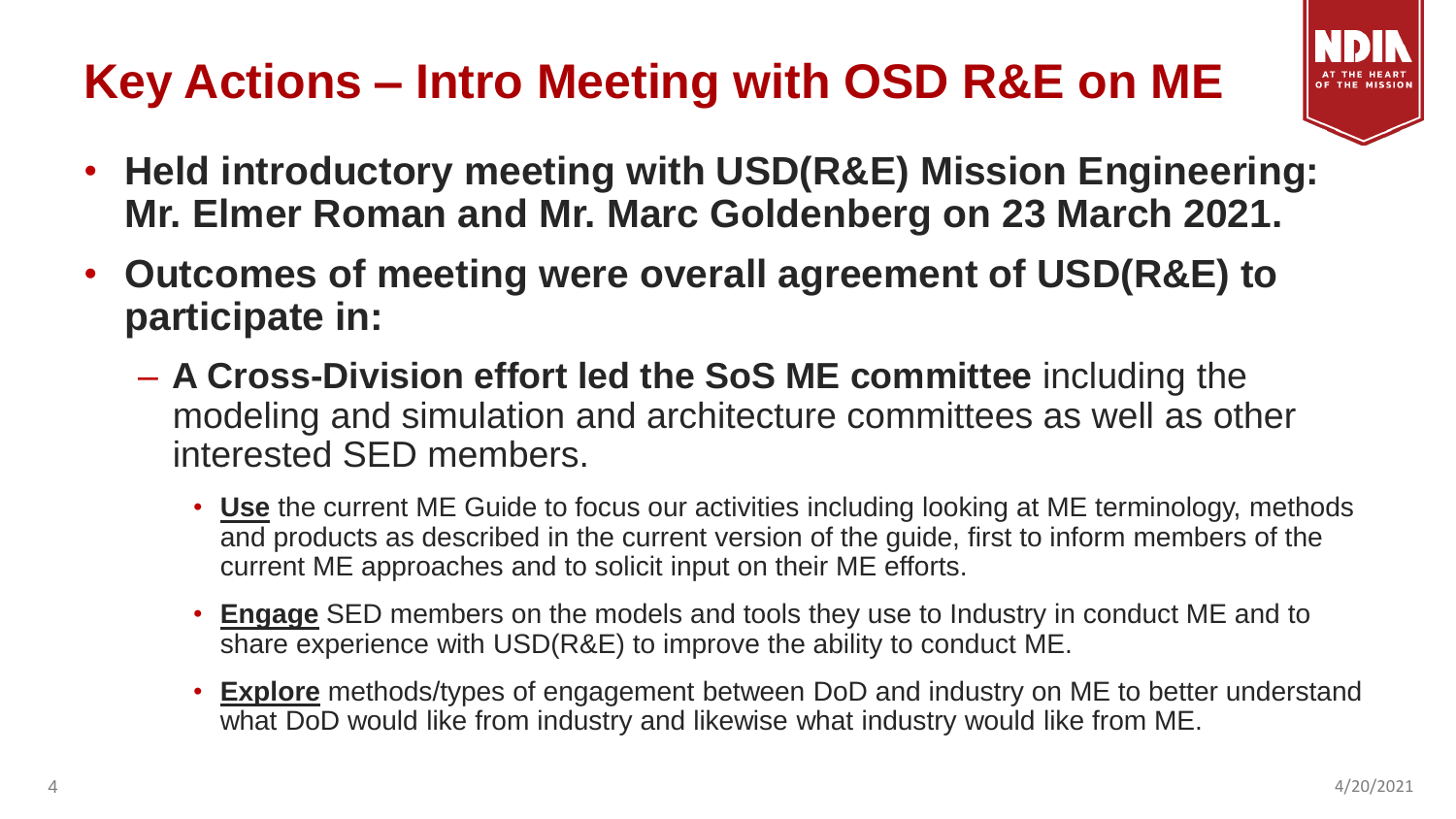# Key Actions – Intro Meeting with OSD R&E on ME

- **Held introductory meeting with USD(R&E) Mission Engineering: Mr. Elmer Roman and Mr. Marc Goldenberg on 23 March 2021.**
- **Outcomes of meeting were overall agreement of USD(R&E) to participate in:**
  - **A Cross-Division effort led the SoS ME committee** including the modeling and simulation and architecture committees as well as other interested SED members.
    - **<u>Use</u>** the current ME Guide to focus our activities including looking at ME terminology, methods and products as described in the current version of the guide, first to inform members of the current ME approaches and to solicit input on their ME efforts.
    - **<u>Engage</u>** SED members on the models and tools they use to Industry in conduct ME and to share experience with USD(R&E) to improve the ability to conduct ME.
    - **<u>Explore</u>** methods/types of engagement between DoD and industry on ME to better understand what DoD would like from industry and likewise what industry would like from ME.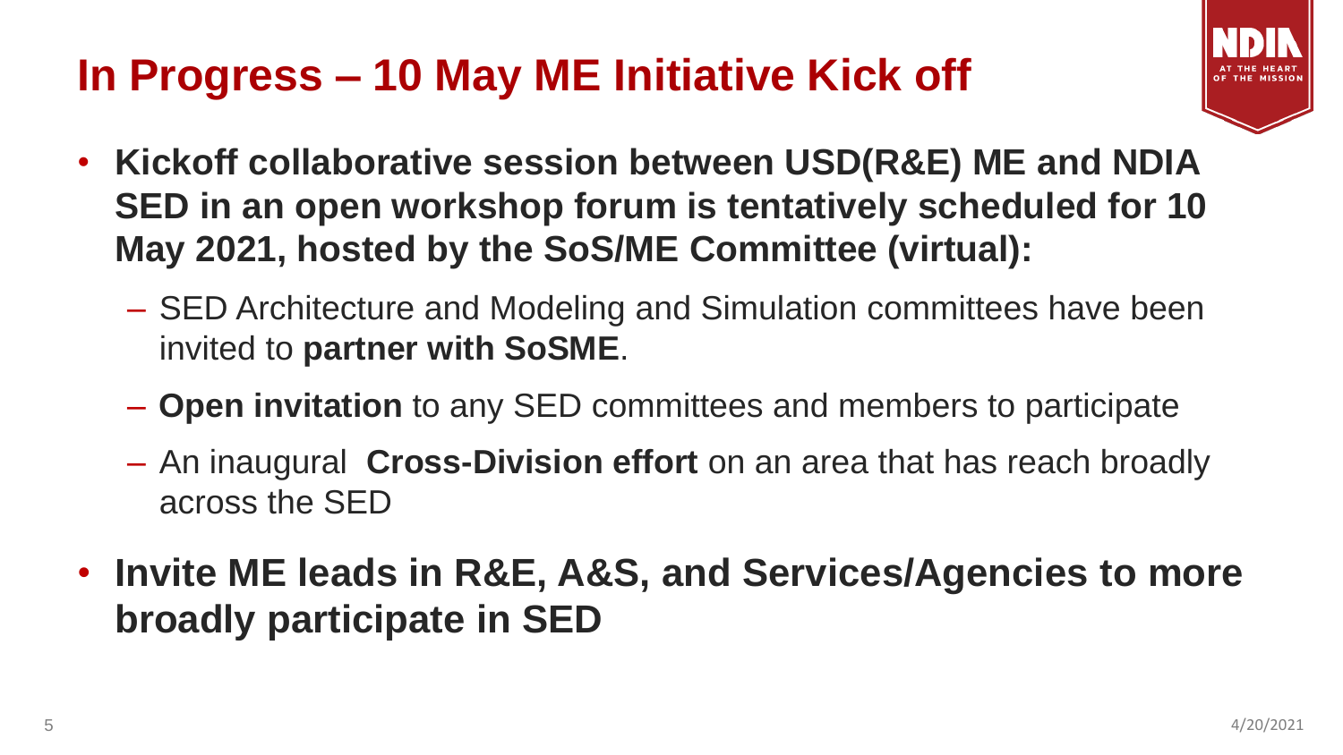# In Progress – 10 May ME Initiative Kick off

- **Kickoff collaborative session between USD(R&E) ME and NDIA SED in an open workshop forum is tentatively scheduled for 10 May 2021, hosted by the SoS/ME Committee (virtual):**
  - SED Architecture and Modeling and Simulation committees have been invited to **partner with SoSME**.
  - **Open invitation** to any SED committees and members to participate
  - An inaugural **Cross-Division effort** on an area that has reach broadly across the SED
- **Invite ME leads in R&E, A&S, and Services/Agencies to more broadly participate in SED**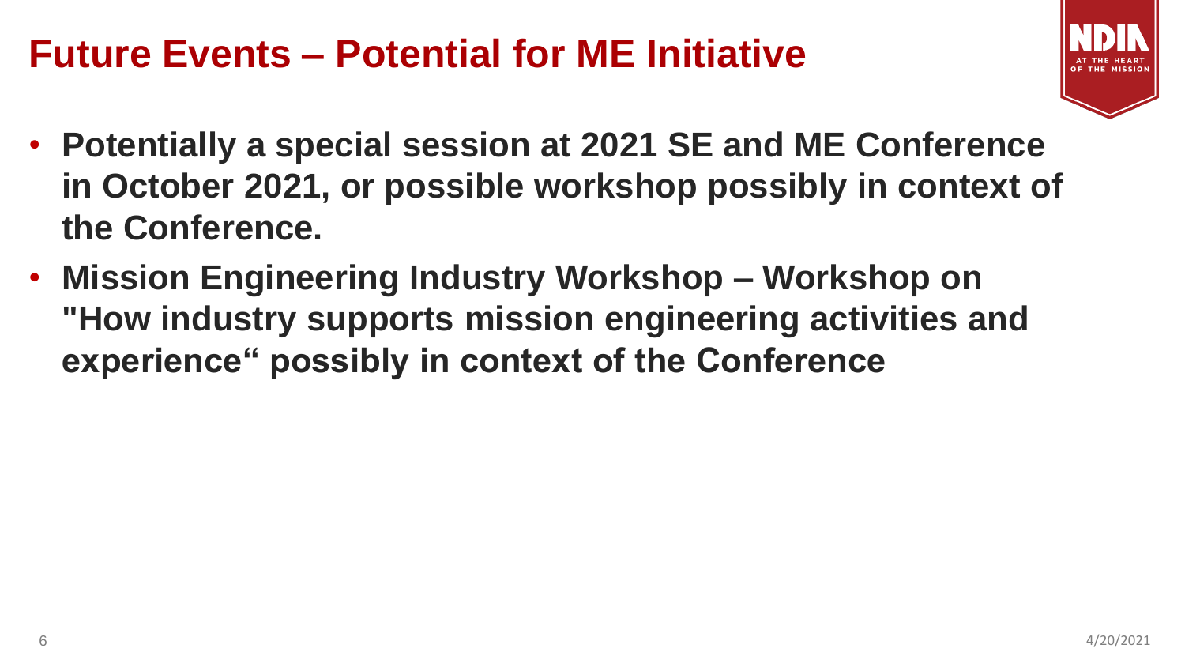# Future Events – Potential for ME Initiative

- **Potentially a special session at 2021 SE and ME Conference in October 2021, or possible workshop possibly in context of the Conference.**
- **Mission Engineering Industry Workshop – Workshop on "How industry supports mission engineering activities and experience" possibly in context of the Conference**